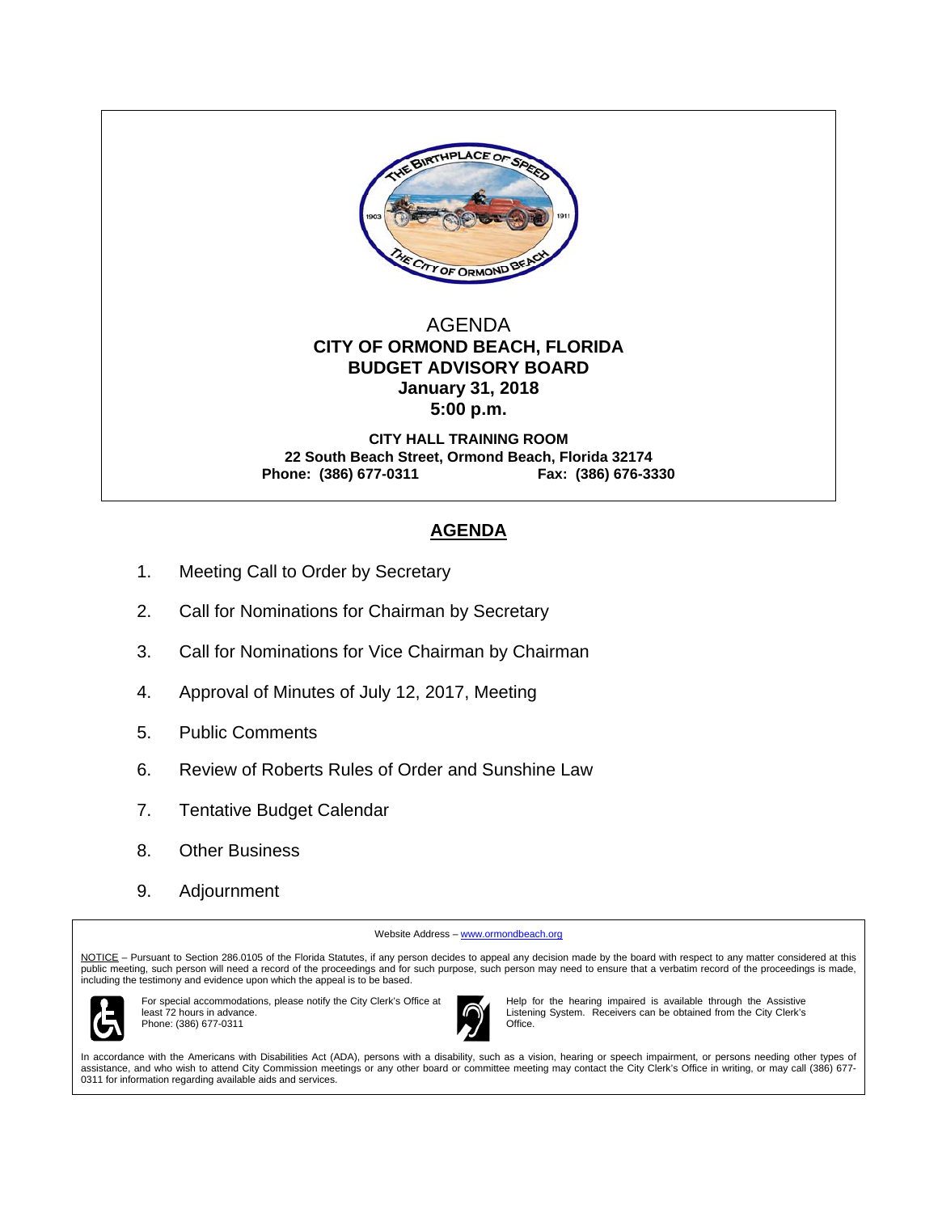AGENDA

**CITY OF ORMOND BEACH, FLORIDA**
**BUDGET ADVISORY BOARD**
**January 31, 2018**
**5:00 p.m.**

**CITY HALL TRAINING ROOM**
**22 South Beach Street, Ormond Beach, Florida 32174**
**Phone: (386) 677-0311 Fax: (386) 676-3330**

## AGENDA

1. Meeting Call to Order by Secretary
2. Call for Nominations for Chairman by Secretary
3. Call for Nominations for Vice Chairman by Chairman
4. Approval of Minutes of July 12, 2017, Meeting
5. Public Comments
6. Review of Roberts Rules of Order and Sunshine Law
7. Tentative Budget Calendar
8. Other Business
9. Adjournment

Website Address – www.ormondbeach.org

NOTICE – Pursuant to Section 286.0105 of the Florida Statutes, if any person decides to appeal any decision made by the board with respect to any matter considered at this public meeting, such person will need a record of the proceedings and for such purpose, such person may need to ensure that a verbatim record of the proceedings is made, including the testimony and evidence upon which the appeal is to be based.

For special accommodations, please notify the City Clerk's Office at least 72 hours in advance.
Phone: (386) 677-0311

Help for the hearing impaired is available through the Assistive Listening System. Receivers can be obtained from the City Clerk's Office.

In accordance with the Americans with Disabilities Act (ADA), persons with a disability, such as a vision, hearing or speech impairment, or persons needing other types of assistance, and who wish to attend City Commission meetings or any other board or committee meeting may contact the City Clerk's Office in writing, or may call (386) 677-0311 for information regarding available aids and services.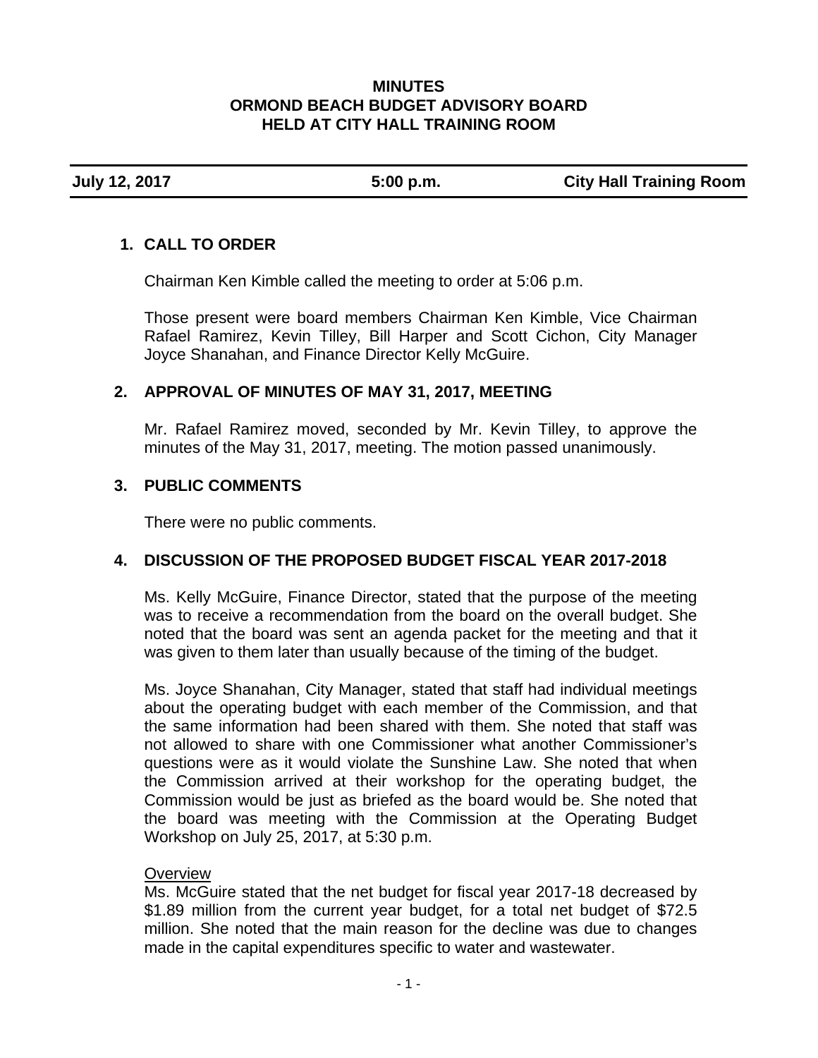# MINUTES
# ORMOND BEACH BUDGET ADVISORY BOARD
# HELD AT CITY HALL TRAINING ROOM

| **July 12, 2017** | **5:00 p.m.** | **City Hall Training Room** |
|---|---|---|

## 1. CALL TO ORDER

Chairman Ken Kimble called the meeting to order at 5:06 p.m.

Those present were board members Chairman Ken Kimble, Vice Chairman Rafael Ramirez, Kevin Tilley, Bill Harper and Scott Cichon, City Manager Joyce Shanahan, and Finance Director Kelly McGuire.

## 2. APPROVAL OF MINUTES OF MAY 31, 2017, MEETING

Mr. Rafael Ramirez moved, seconded by Mr. Kevin Tilley, to approve the minutes of the May 31, 2017, meeting. The motion passed unanimously.

## 3. PUBLIC COMMENTS

There were no public comments.

## 4. DISCUSSION OF THE PROPOSED BUDGET FISCAL YEAR 2017-2018

Ms. Kelly McGuire, Finance Director, stated that the purpose of the meeting was to receive a recommendation from the board on the overall budget. She noted that the board was sent an agenda packet for the meeting and that it was given to them later than usually because of the timing of the budget.

Ms. Joyce Shanahan, City Manager, stated that staff had individual meetings about the operating budget with each member of the Commission, and that the same information had been shared with them. She noted that staff was not allowed to share with one Commissioner what another Commissioner's questions were as it would violate the Sunshine Law. She noted that when the Commission arrived at their workshop for the operating budget, the Commission would be just as briefed as the board would be. She noted that the board was meeting with the Commission at the Operating Budget Workshop on July 25, 2017, at 5:30 p.m.

<u>Overview</u>

Ms. McGuire stated that the net budget for fiscal year 2017-18 decreased by $1.89 million from the current year budget, for a total net budget of $72.5 million. She noted that the main reason for the decline was due to changes made in the capital expenditures specific to water and wastewater.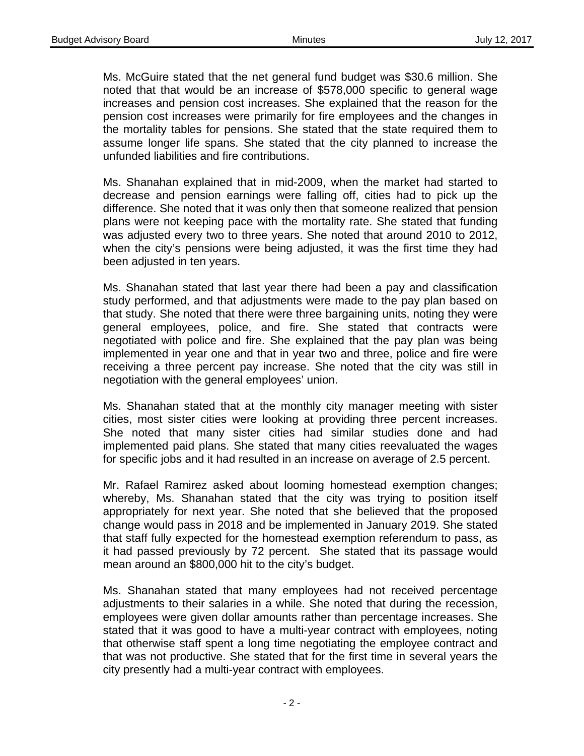Ms. McGuire stated that the net general fund budget was $30.6 million. She noted that that would be an increase of $578,000 specific to general wage increases and pension cost increases. She explained that the reason for the pension cost increases were primarily for fire employees and the changes in the mortality tables for pensions. She stated that the state required them to assume longer life spans. She stated that the city planned to increase the unfunded liabilities and fire contributions.

Ms. Shanahan explained that in mid-2009, when the market had started to decrease and pension earnings were falling off, cities had to pick up the difference. She noted that it was only then that someone realized that pension plans were not keeping pace with the mortality rate. She stated that funding was adjusted every two to three years. She noted that around 2010 to 2012, when the city's pensions were being adjusted, it was the first time they had been adjusted in ten years.

Ms. Shanahan stated that last year there had been a pay and classification study performed, and that adjustments were made to the pay plan based on that study. She noted that there were three bargaining units, noting they were general employees, police, and fire. She stated that contracts were negotiated with police and fire. She explained that the pay plan was being implemented in year one and that in year two and three, police and fire were receiving a three percent pay increase. She noted that the city was still in negotiation with the general employees' union.

Ms. Shanahan stated that at the monthly city manager meeting with sister cities, most sister cities were looking at providing three percent increases. She noted that many sister cities had similar studies done and had implemented paid plans. She stated that many cities reevaluated the wages for specific jobs and it had resulted in an increase on average of 2.5 percent.

Mr. Rafael Ramirez asked about looming homestead exemption changes; whereby, Ms. Shanahan stated that the city was trying to position itself appropriately for next year. She noted that she believed that the proposed change would pass in 2018 and be implemented in January 2019. She stated that staff fully expected for the homestead exemption referendum to pass, as it had passed previously by 72 percent. She stated that its passage would mean around an $800,000 hit to the city's budget.

Ms. Shanahan stated that many employees had not received percentage adjustments to their salaries in a while. She noted that during the recession, employees were given dollar amounts rather than percentage increases. She stated that it was good to have a multi-year contract with employees, noting that otherwise staff spent a long time negotiating the employee contract and that was not productive. She stated that for the first time in several years the city presently had a multi-year contract with employees.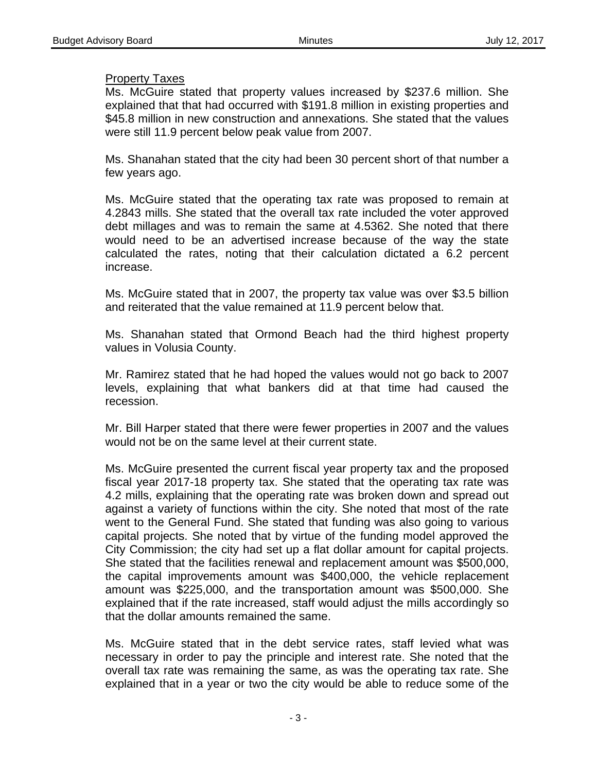Property Taxes

Ms. McGuire stated that property values increased by $237.6 million. She explained that that had occurred with $191.8 million in existing properties and $45.8 million in new construction and annexations. She stated that the values were still 11.9 percent below peak value from 2007.

Ms. Shanahan stated that the city had been 30 percent short of that number a few years ago.

Ms. McGuire stated that the operating tax rate was proposed to remain at 4.2843 mills. She stated that the overall tax rate included the voter approved debt millages and was to remain the same at 4.5362. She noted that there would need to be an advertised increase because of the way the state calculated the rates, noting that their calculation dictated a 6.2 percent increase.

Ms. McGuire stated that in 2007, the property tax value was over $3.5 billion and reiterated that the value remained at 11.9 percent below that.

Ms. Shanahan stated that Ormond Beach had the third highest property values in Volusia County.

Mr. Ramirez stated that he had hoped the values would not go back to 2007 levels, explaining that what bankers did at that time had caused the recession.

Mr. Bill Harper stated that there were fewer properties in 2007 and the values would not be on the same level at their current state.

Ms. McGuire presented the current fiscal year property tax and the proposed fiscal year 2017-18 property tax. She stated that the operating tax rate was 4.2 mills, explaining that the operating rate was broken down and spread out against a variety of functions within the city. She noted that most of the rate went to the General Fund. She stated that funding was also going to various capital projects. She noted that by virtue of the funding model approved the City Commission; the city had set up a flat dollar amount for capital projects. She stated that the facilities renewal and replacement amount was $500,000, the capital improvements amount was $400,000, the vehicle replacement amount was $225,000, and the transportation amount was $500,000. She explained that if the rate increased, staff would adjust the mills accordingly so that the dollar amounts remained the same.

Ms. McGuire stated that in the debt service rates, staff levied what was necessary in order to pay the principle and interest rate. She noted that the overall tax rate was remaining the same, as was the operating tax rate. She explained that in a year or two the city would be able to reduce some of the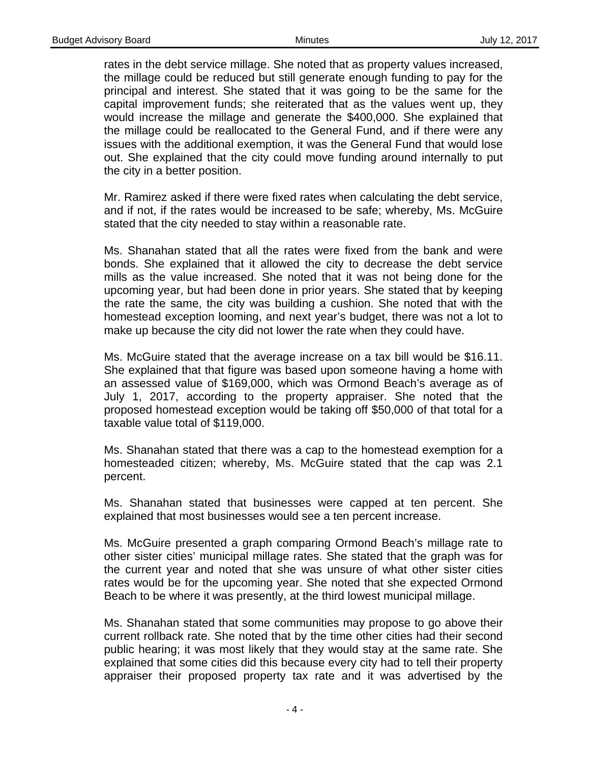rates in the debt service millage. She noted that as property values increased, the millage could be reduced but still generate enough funding to pay for the principal and interest. She stated that it was going to be the same for the capital improvement funds; she reiterated that as the values went up, they would increase the millage and generate the $400,000. She explained that the millage could be reallocated to the General Fund, and if there were any issues with the additional exemption, it was the General Fund that would lose out. She explained that the city could move funding around internally to put the city in a better position.

Mr. Ramirez asked if there were fixed rates when calculating the debt service, and if not, if the rates would be increased to be safe; whereby, Ms. McGuire stated that the city needed to stay within a reasonable rate.

Ms. Shanahan stated that all the rates were fixed from the bank and were bonds. She explained that it allowed the city to decrease the debt service mills as the value increased. She noted that it was not being done for the upcoming year, but had been done in prior years. She stated that by keeping the rate the same, the city was building a cushion. She noted that with the homestead exception looming, and next year's budget, there was not a lot to make up because the city did not lower the rate when they could have.

Ms. McGuire stated that the average increase on a tax bill would be $16.11. She explained that that figure was based upon someone having a home with an assessed value of $169,000, which was Ormond Beach's average as of July 1, 2017, according to the property appraiser. She noted that the proposed homestead exception would be taking off $50,000 of that total for a taxable value total of $119,000.

Ms. Shanahan stated that there was a cap to the homestead exemption for a homesteaded citizen; whereby, Ms. McGuire stated that the cap was 2.1 percent.

Ms. Shanahan stated that businesses were capped at ten percent. She explained that most businesses would see a ten percent increase.

Ms. McGuire presented a graph comparing Ormond Beach's millage rate to other sister cities' municipal millage rates. She stated that the graph was for the current year and noted that she was unsure of what other sister cities rates would be for the upcoming year. She noted that she expected Ormond Beach to be where it was presently, at the third lowest municipal millage.

Ms. Shanahan stated that some communities may propose to go above their current rollback rate. She noted that by the time other cities had their second public hearing; it was most likely that they would stay at the same rate. She explained that some cities did this because every city had to tell their property appraiser their proposed property tax rate and it was advertised by the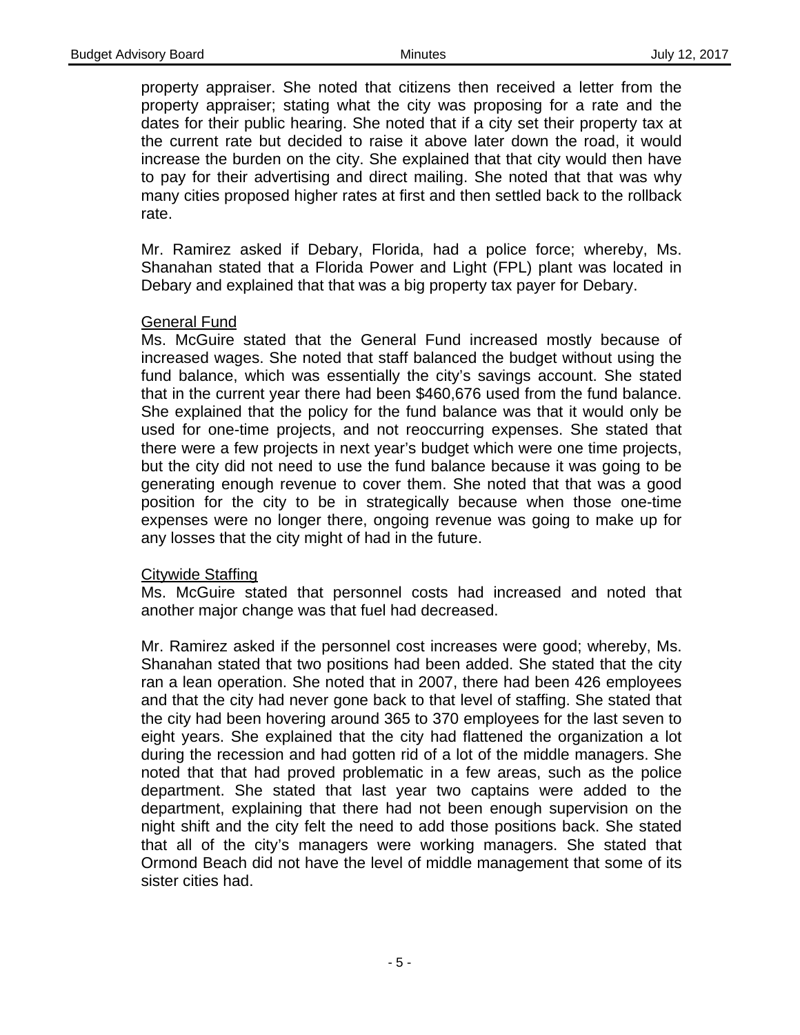property appraiser. She noted that citizens then received a letter from the property appraiser; stating what the city was proposing for a rate and the dates for their public hearing. She noted that if a city set their property tax at the current rate but decided to raise it above later down the road, it would increase the burden on the city. She explained that that city would then have to pay for their advertising and direct mailing. She noted that that was why many cities proposed higher rates at first and then settled back to the rollback rate.

Mr. Ramirez asked if Debary, Florida, had a police force; whereby, Ms. Shanahan stated that a Florida Power and Light (FPL) plant was located in Debary and explained that that was a big property tax payer for Debary.

General Fund

Ms. McGuire stated that the General Fund increased mostly because of increased wages. She noted that staff balanced the budget without using the fund balance, which was essentially the city's savings account. She stated that in the current year there had been $460,676 used from the fund balance. She explained that the policy for the fund balance was that it would only be used for one-time projects, and not reoccurring expenses. She stated that there were a few projects in next year's budget which were one time projects, but the city did not need to use the fund balance because it was going to be generating enough revenue to cover them. She noted that that was a good position for the city to be in strategically because when those one-time expenses were no longer there, ongoing revenue was going to make up for any losses that the city might of had in the future.

Citywide Staffing

Ms. McGuire stated that personnel costs had increased and noted that another major change was that fuel had decreased.

Mr. Ramirez asked if the personnel cost increases were good; whereby, Ms. Shanahan stated that two positions had been added. She stated that the city ran a lean operation. She noted that in 2007, there had been 426 employees and that the city had never gone back to that level of staffing. She stated that the city had been hovering around 365 to 370 employees for the last seven to eight years. She explained that the city had flattened the organization a lot during the recession and had gotten rid of a lot of the middle managers. She noted that that had proved problematic in a few areas, such as the police department. She stated that last year two captains were added to the department, explaining that there had not been enough supervision on the night shift and the city felt the need to add those positions back. She stated that all of the city's managers were working managers. She stated that Ormond Beach did not have the level of middle management that some of its sister cities had.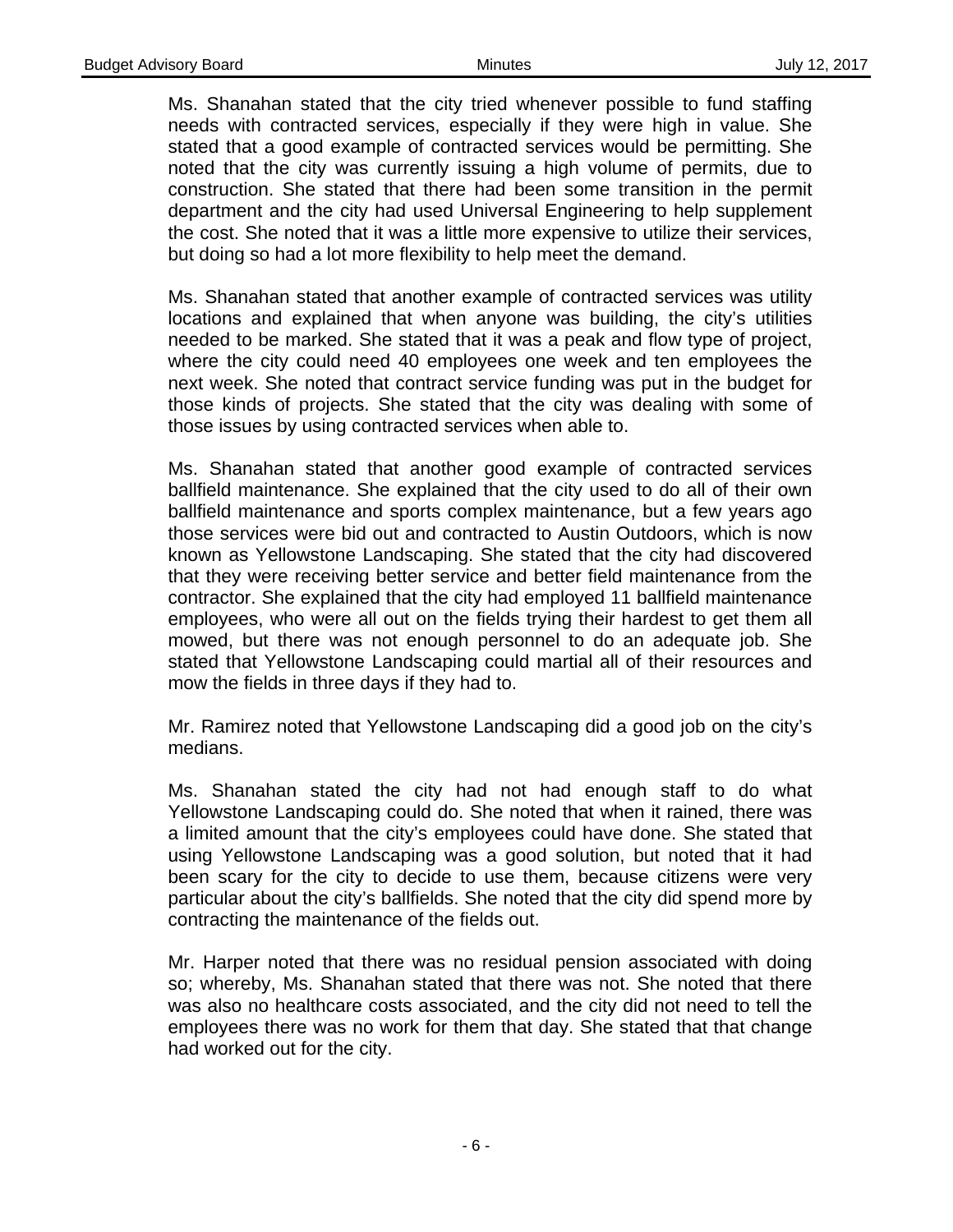Ms. Shanahan stated that the city tried whenever possible to fund staffing needs with contracted services, especially if they were high in value. She stated that a good example of contracted services would be permitting. She noted that the city was currently issuing a high volume of permits, due to construction. She stated that there had been some transition in the permit department and the city had used Universal Engineering to help supplement the cost. She noted that it was a little more expensive to utilize their services, but doing so had a lot more flexibility to help meet the demand.

Ms. Shanahan stated that another example of contracted services was utility locations and explained that when anyone was building, the city's utilities needed to be marked. She stated that it was a peak and flow type of project, where the city could need 40 employees one week and ten employees the next week. She noted that contract service funding was put in the budget for those kinds of projects. She stated that the city was dealing with some of those issues by using contracted services when able to.

Ms. Shanahan stated that another good example of contracted services ballfield maintenance. She explained that the city used to do all of their own ballfield maintenance and sports complex maintenance, but a few years ago those services were bid out and contracted to Austin Outdoors, which is now known as Yellowstone Landscaping. She stated that the city had discovered that they were receiving better service and better field maintenance from the contractor. She explained that the city had employed 11 ballfield maintenance employees, who were all out on the fields trying their hardest to get them all mowed, but there was not enough personnel to do an adequate job. She stated that Yellowstone Landscaping could martial all of their resources and mow the fields in three days if they had to.

Mr. Ramirez noted that Yellowstone Landscaping did a good job on the city's medians.

Ms. Shanahan stated the city had not had enough staff to do what Yellowstone Landscaping could do. She noted that when it rained, there was a limited amount that the city's employees could have done. She stated that using Yellowstone Landscaping was a good solution, but noted that it had been scary for the city to decide to use them, because citizens were very particular about the city's ballfields. She noted that the city did spend more by contracting the maintenance of the fields out.

Mr. Harper noted that there was no residual pension associated with doing so; whereby, Ms. Shanahan stated that there was not. She noted that there was also no healthcare costs associated, and the city did not need to tell the employees there was no work for them that day. She stated that that change had worked out for the city.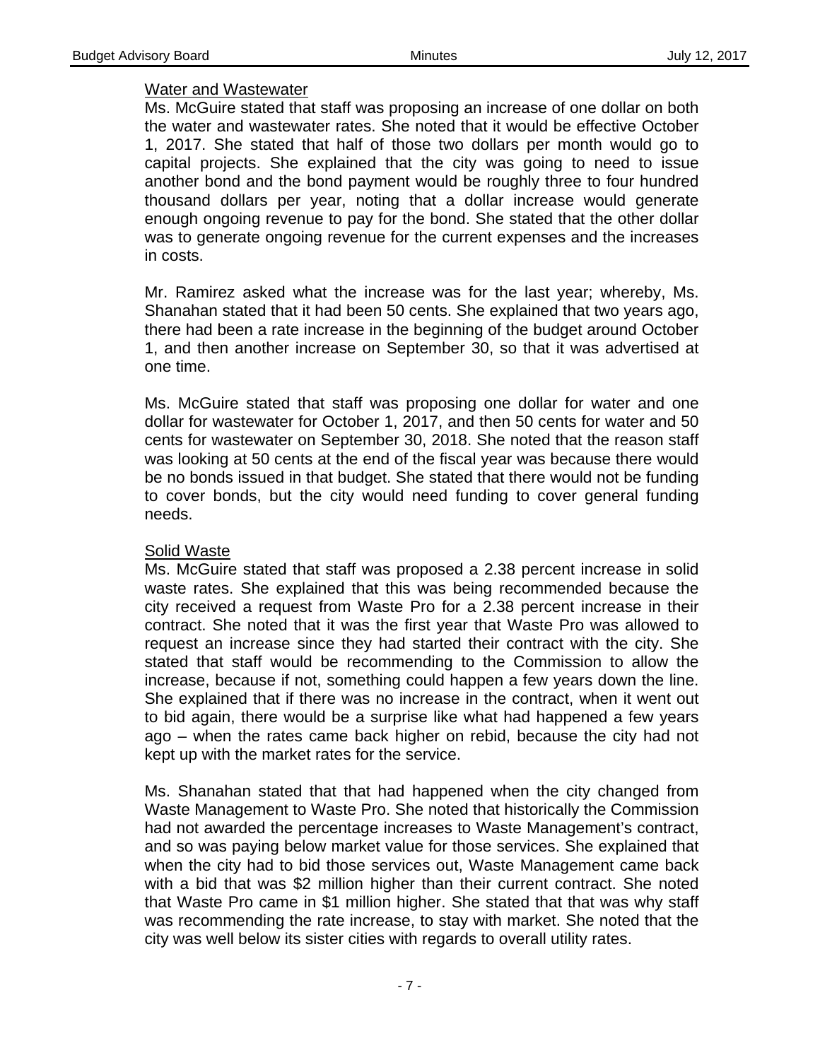Water and Wastewater

Ms. McGuire stated that staff was proposing an increase of one dollar on both the water and wastewater rates. She noted that it would be effective October 1, 2017. She stated that half of those two dollars per month would go to capital projects. She explained that the city was going to need to issue another bond and the bond payment would be roughly three to four hundred thousand dollars per year, noting that a dollar increase would generate enough ongoing revenue to pay for the bond. She stated that the other dollar was to generate ongoing revenue for the current expenses and the increases in costs.

Mr. Ramirez asked what the increase was for the last year; whereby, Ms. Shanahan stated that it had been 50 cents. She explained that two years ago, there had been a rate increase in the beginning of the budget around October 1, and then another increase on September 30, so that it was advertised at one time.

Ms. McGuire stated that staff was proposing one dollar for water and one dollar for wastewater for October 1, 2017, and then 50 cents for water and 50 cents for wastewater on September 30, 2018. She noted that the reason staff was looking at 50 cents at the end of the fiscal year was because there would be no bonds issued in that budget. She stated that there would not be funding to cover bonds, but the city would need funding to cover general funding needs.

Solid Waste

Ms. McGuire stated that staff was proposed a 2.38 percent increase in solid waste rates. She explained that this was being recommended because the city received a request from Waste Pro for a 2.38 percent increase in their contract. She noted that it was the first year that Waste Pro was allowed to request an increase since they had started their contract with the city. She stated that staff would be recommending to the Commission to allow the increase, because if not, something could happen a few years down the line. She explained that if there was no increase in the contract, when it went out to bid again, there would be a surprise like what had happened a few years ago – when the rates came back higher on rebid, because the city had not kept up with the market rates for the service.

Ms. Shanahan stated that that had happened when the city changed from Waste Management to Waste Pro. She noted that historically the Commission had not awarded the percentage increases to Waste Management's contract, and so was paying below market value for those services. She explained that when the city had to bid those services out, Waste Management came back with a bid that was $2 million higher than their current contract. She noted that Waste Pro came in $1 million higher. She stated that that was why staff was recommending the rate increase, to stay with market. She noted that the city was well below its sister cities with regards to overall utility rates.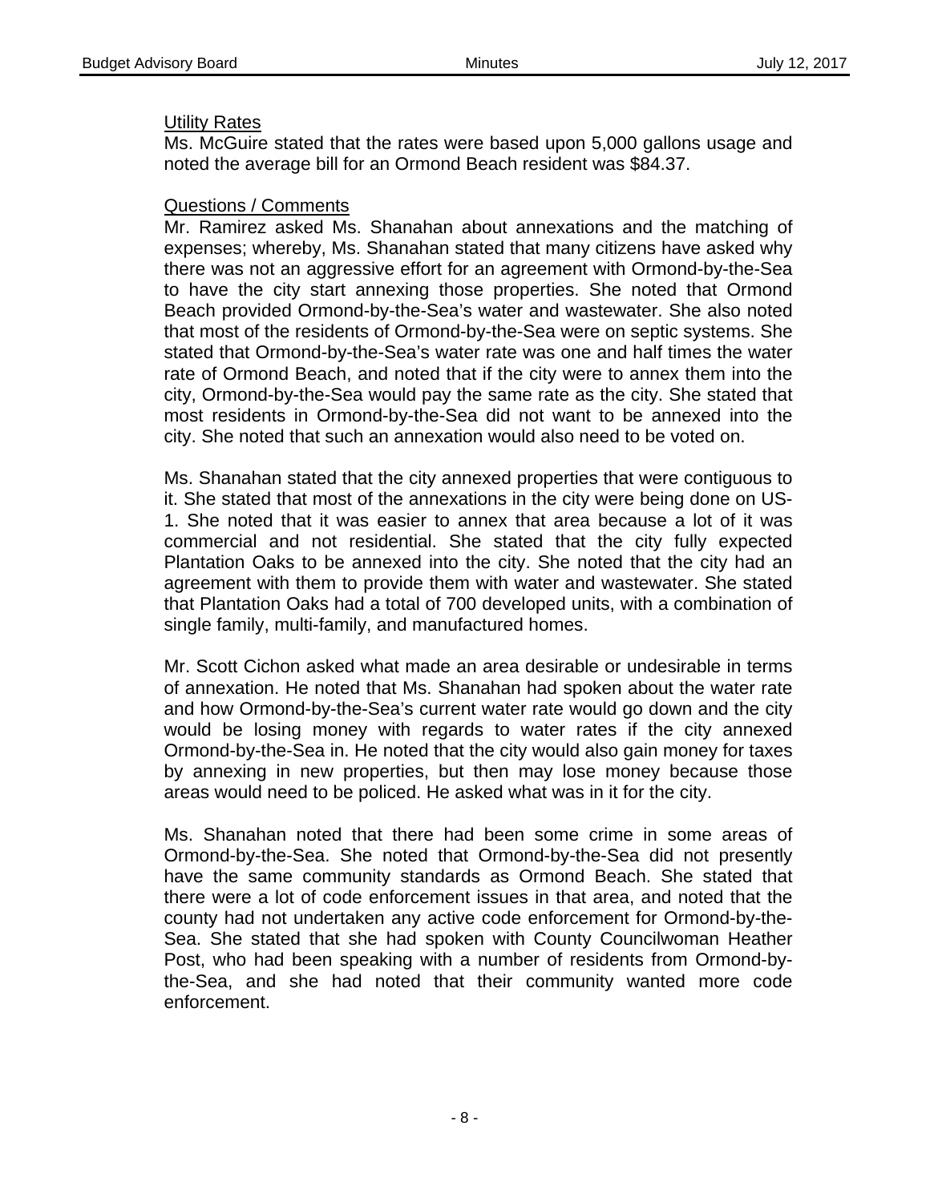Utility Rates

Ms. McGuire stated that the rates were based upon 5,000 gallons usage and noted the average bill for an Ormond Beach resident was $84.37.

Questions / Comments

Mr. Ramirez asked Ms. Shanahan about annexations and the matching of expenses; whereby, Ms. Shanahan stated that many citizens have asked why there was not an aggressive effort for an agreement with Ormond-by-the-Sea to have the city start annexing those properties. She noted that Ormond Beach provided Ormond-by-the-Sea's water and wastewater. She also noted that most of the residents of Ormond-by-the-Sea were on septic systems. She stated that Ormond-by-the-Sea's water rate was one and half times the water rate of Ormond Beach, and noted that if the city were to annex them into the city, Ormond-by-the-Sea would pay the same rate as the city. She stated that most residents in Ormond-by-the-Sea did not want to be annexed into the city. She noted that such an annexation would also need to be voted on.

Ms. Shanahan stated that the city annexed properties that were contiguous to it. She stated that most of the annexations in the city were being done on US-1. She noted that it was easier to annex that area because a lot of it was commercial and not residential. She stated that the city fully expected Plantation Oaks to be annexed into the city. She noted that the city had an agreement with them to provide them with water and wastewater. She stated that Plantation Oaks had a total of 700 developed units, with a combination of single family, multi-family, and manufactured homes.

Mr. Scott Cichon asked what made an area desirable or undesirable in terms of annexation. He noted that Ms. Shanahan had spoken about the water rate and how Ormond-by-the-Sea's current water rate would go down and the city would be losing money with regards to water rates if the city annexed Ormond-by-the-Sea in. He noted that the city would also gain money for taxes by annexing in new properties, but then may lose money because those areas would need to be policed. He asked what was in it for the city.

Ms. Shanahan noted that there had been some crime in some areas of Ormond-by-the-Sea. She noted that Ormond-by-the-Sea did not presently have the same community standards as Ormond Beach. She stated that there were a lot of code enforcement issues in that area, and noted that the county had not undertaken any active code enforcement for Ormond-by-the-Sea. She stated that she had spoken with County Councilwoman Heather Post, who had been speaking with a number of residents from Ormond-by-the-Sea, and she had noted that their community wanted more code enforcement.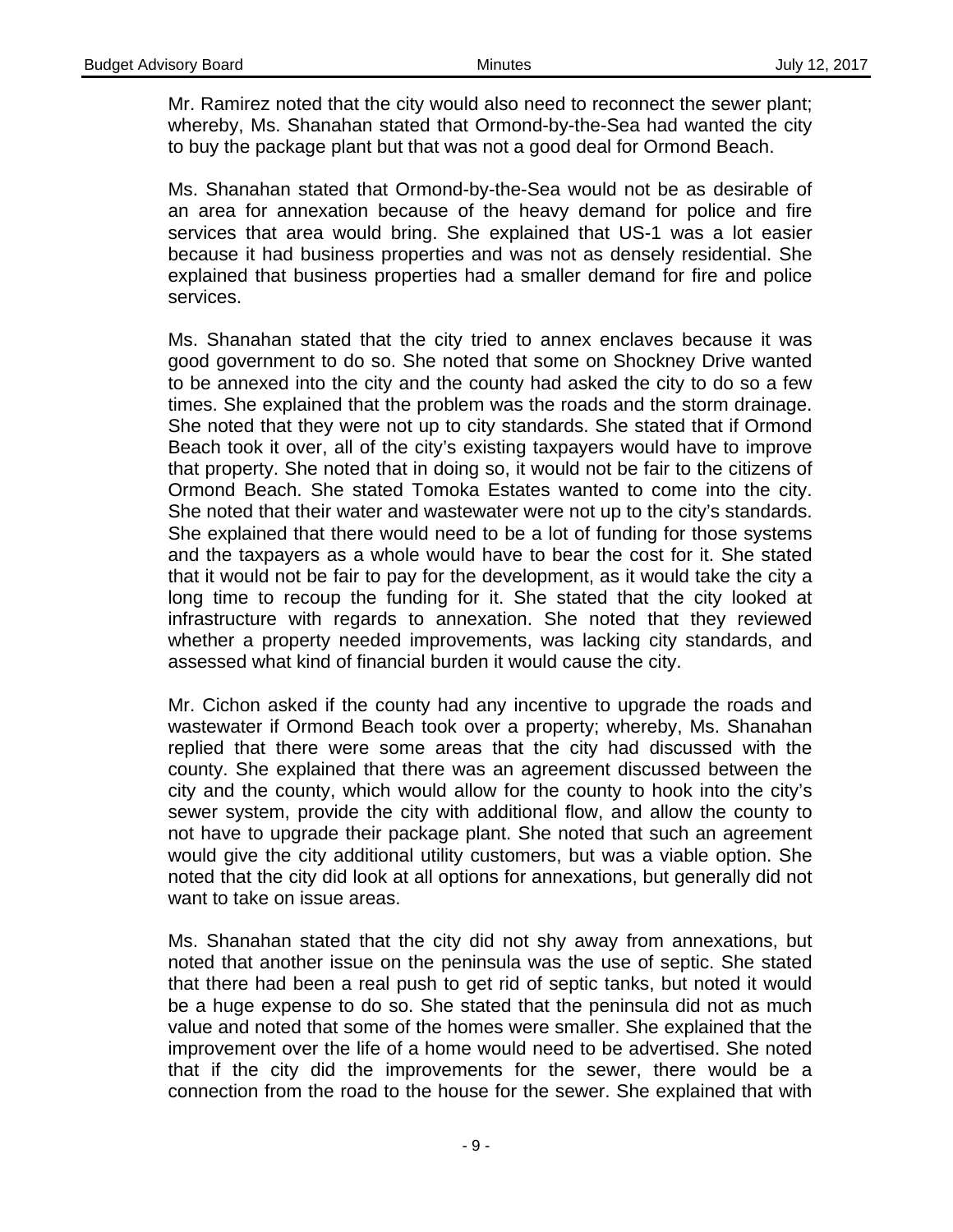Mr. Ramirez noted that the city would also need to reconnect the sewer plant; whereby, Ms. Shanahan stated that Ormond-by-the-Sea had wanted the city to buy the package plant but that was not a good deal for Ormond Beach.

Ms. Shanahan stated that Ormond-by-the-Sea would not be as desirable of an area for annexation because of the heavy demand for police and fire services that area would bring. She explained that US-1 was a lot easier because it had business properties and was not as densely residential. She explained that business properties had a smaller demand for fire and police services.

Ms. Shanahan stated that the city tried to annex enclaves because it was good government to do so. She noted that some on Shockney Drive wanted to be annexed into the city and the county had asked the city to do so a few times. She explained that the problem was the roads and the storm drainage. She noted that they were not up to city standards. She stated that if Ormond Beach took it over, all of the city's existing taxpayers would have to improve that property. She noted that in doing so, it would not be fair to the citizens of Ormond Beach. She stated Tomoka Estates wanted to come into the city. She noted that their water and wastewater were not up to the city's standards. She explained that there would need to be a lot of funding for those systems and the taxpayers as a whole would have to bear the cost for it. She stated that it would not be fair to pay for the development, as it would take the city a long time to recoup the funding for it. She stated that the city looked at infrastructure with regards to annexation. She noted that they reviewed whether a property needed improvements, was lacking city standards, and assessed what kind of financial burden it would cause the city.

Mr. Cichon asked if the county had any incentive to upgrade the roads and wastewater if Ormond Beach took over a property; whereby, Ms. Shanahan replied that there were some areas that the city had discussed with the county. She explained that there was an agreement discussed between the city and the county, which would allow for the county to hook into the city's sewer system, provide the city with additional flow, and allow the county to not have to upgrade their package plant. She noted that such an agreement would give the city additional utility customers, but was a viable option. She noted that the city did look at all options for annexations, but generally did not want to take on issue areas.

Ms. Shanahan stated that the city did not shy away from annexations, but noted that another issue on the peninsula was the use of septic. She stated that there had been a real push to get rid of septic tanks, but noted it would be a huge expense to do so. She stated that the peninsula did not as much value and noted that some of the homes were smaller. She explained that the improvement over the life of a home would need to be advertised. She noted that if the city did the improvements for the sewer, there would be a connection from the road to the house for the sewer. She explained that with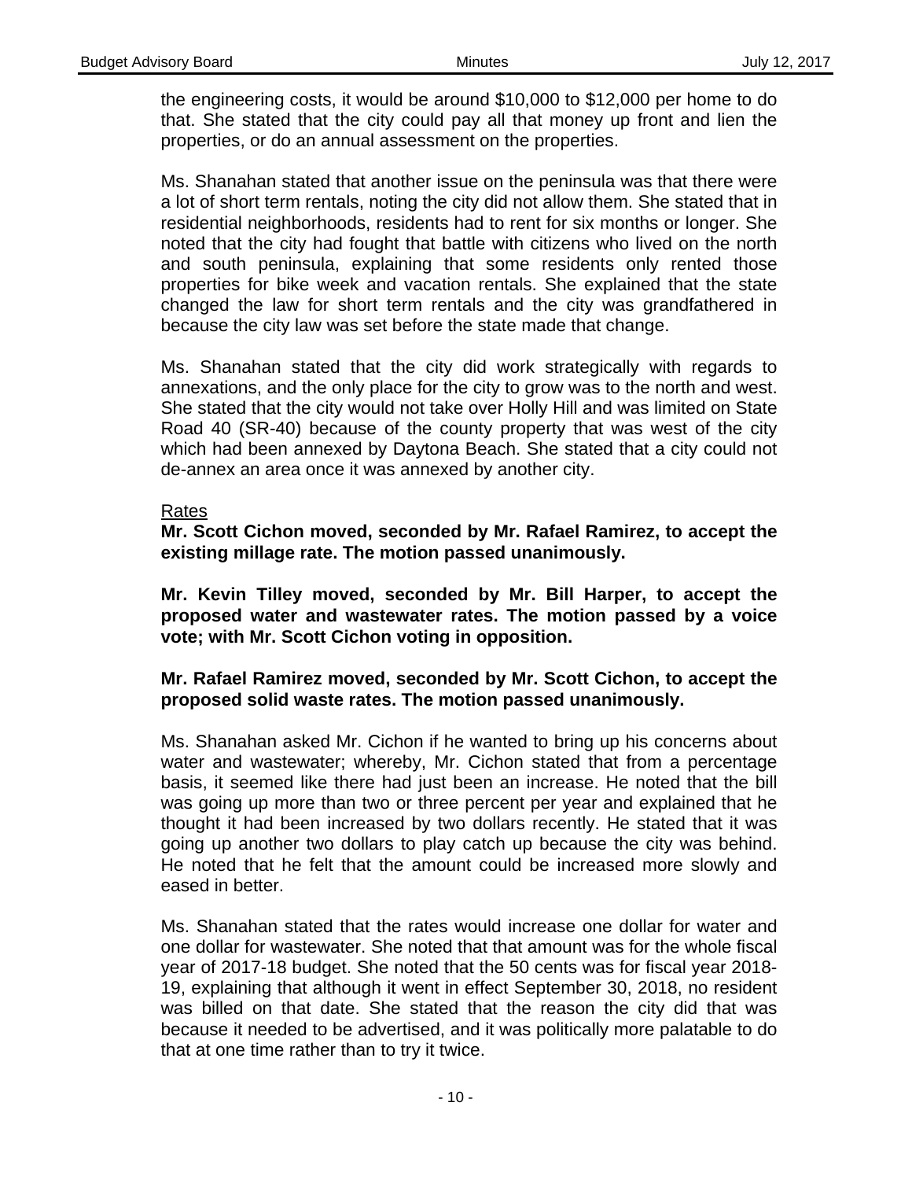the engineering costs, it would be around $10,000 to $12,000 per home to do that. She stated that the city could pay all that money up front and lien the properties, or do an annual assessment on the properties.

Ms. Shanahan stated that another issue on the peninsula was that there were a lot of short term rentals, noting the city did not allow them. She stated that in residential neighborhoods, residents had to rent for six months or longer. She noted that the city had fought that battle with citizens who lived on the north and south peninsula, explaining that some residents only rented those properties for bike week and vacation rentals. She explained that the state changed the law for short term rentals and the city was grandfathered in because the city law was set before the state made that change.

Ms. Shanahan stated that the city did work strategically with regards to annexations, and the only place for the city to grow was to the north and west. She stated that the city would not take over Holly Hill and was limited on State Road 40 (SR-40) because of the county property that was west of the city which had been annexed by Daytona Beach. She stated that a city could not de-annex an area once it was annexed by another city.

Rates

**Mr. Scott Cichon moved, seconded by Mr. Rafael Ramirez, to accept the existing millage rate. The motion passed unanimously.**

**Mr. Kevin Tilley moved, seconded by Mr. Bill Harper, to accept the proposed water and wastewater rates. The motion passed by a voice vote; with Mr. Scott Cichon voting in opposition.**

**Mr. Rafael Ramirez moved, seconded by Mr. Scott Cichon, to accept the proposed solid waste rates. The motion passed unanimously.**

Ms. Shanahan asked Mr. Cichon if he wanted to bring up his concerns about water and wastewater; whereby, Mr. Cichon stated that from a percentage basis, it seemed like there had just been an increase. He noted that the bill was going up more than two or three percent per year and explained that he thought it had been increased by two dollars recently. He stated that it was going up another two dollars to play catch up because the city was behind. He noted that he felt that the amount could be increased more slowly and eased in better.

Ms. Shanahan stated that the rates would increase one dollar for water and one dollar for wastewater. She noted that that amount was for the whole fiscal year of 2017-18 budget. She noted that the 50 cents was for fiscal year 2018-19, explaining that although it went in effect September 30, 2018, no resident was billed on that date. She stated that the reason the city did that was because it needed to be advertised, and it was politically more palatable to do that at one time rather than to try it twice.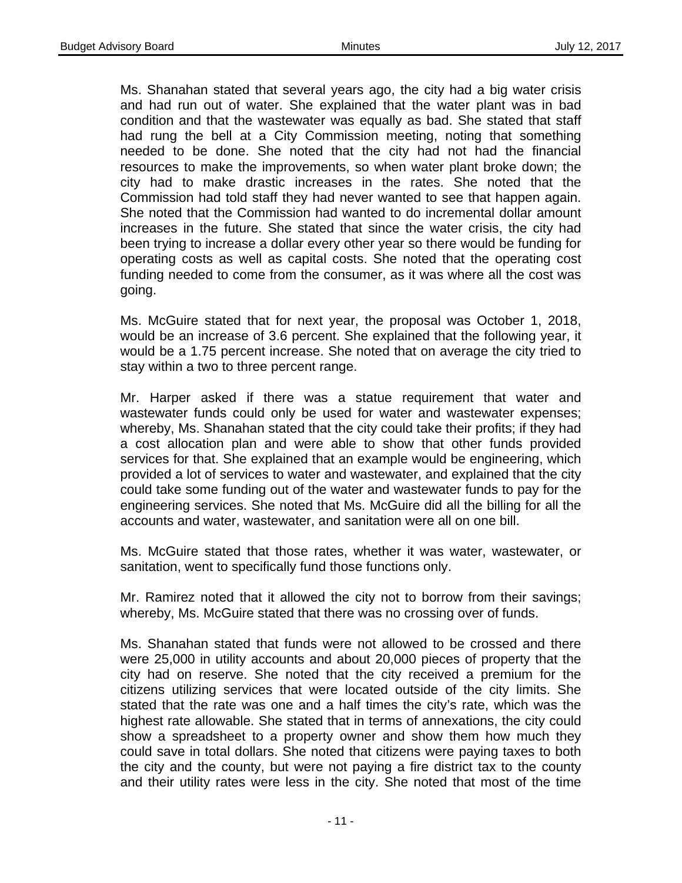Ms. Shanahan stated that several years ago, the city had a big water crisis and had run out of water. She explained that the water plant was in bad condition and that the wastewater was equally as bad. She stated that staff had rung the bell at a City Commission meeting, noting that something needed to be done. She noted that the city had not had the financial resources to make the improvements, so when water plant broke down; the city had to make drastic increases in the rates. She noted that the Commission had told staff they had never wanted to see that happen again. She noted that the Commission had wanted to do incremental dollar amount increases in the future. She stated that since the water crisis, the city had been trying to increase a dollar every other year so there would be funding for operating costs as well as capital costs. She noted that the operating cost funding needed to come from the consumer, as it was where all the cost was going.

Ms. McGuire stated that for next year, the proposal was October 1, 2018, would be an increase of 3.6 percent. She explained that the following year, it would be a 1.75 percent increase. She noted that on average the city tried to stay within a two to three percent range.

Mr. Harper asked if there was a statue requirement that water and wastewater funds could only be used for water and wastewater expenses; whereby, Ms. Shanahan stated that the city could take their profits; if they had a cost allocation plan and were able to show that other funds provided services for that. She explained that an example would be engineering, which provided a lot of services to water and wastewater, and explained that the city could take some funding out of the water and wastewater funds to pay for the engineering services. She noted that Ms. McGuire did all the billing for all the accounts and water, wastewater, and sanitation were all on one bill.

Ms. McGuire stated that those rates, whether it was water, wastewater, or sanitation, went to specifically fund those functions only.

Mr. Ramirez noted that it allowed the city not to borrow from their savings; whereby, Ms. McGuire stated that there was no crossing over of funds.

Ms. Shanahan stated that funds were not allowed to be crossed and there were 25,000 in utility accounts and about 20,000 pieces of property that the city had on reserve. She noted that the city received a premium for the citizens utilizing services that were located outside of the city limits. She stated that the rate was one and a half times the city's rate, which was the highest rate allowable. She stated that in terms of annexations, the city could show a spreadsheet to a property owner and show them how much they could save in total dollars. She noted that citizens were paying taxes to both the city and the county, but were not paying a fire district tax to the county and their utility rates were less in the city. She noted that most of the time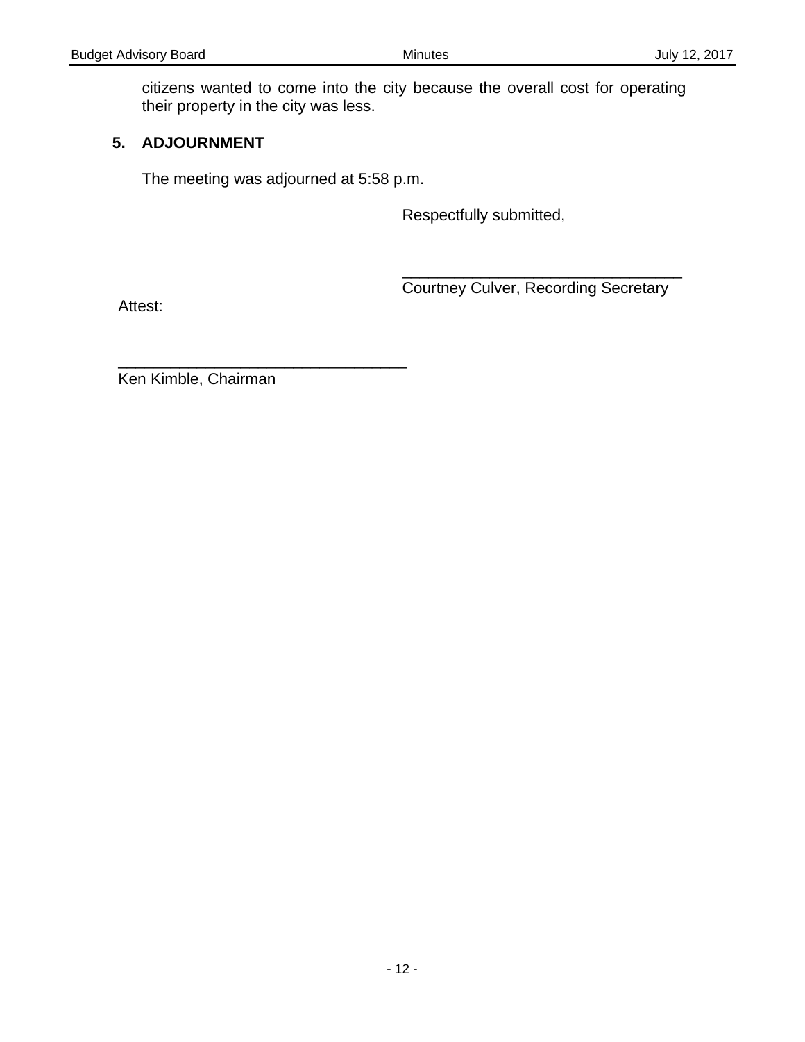citizens wanted to come into the city because the overall cost for operating their property in the city was less.

## 5. ADJOURNMENT

The meeting was adjourned at 5:58 p.m.

Respectfully submitted,

________________________________
Courtney Culver, Recording Secretary

Attest:

________________________________
Ken Kimble, Chairman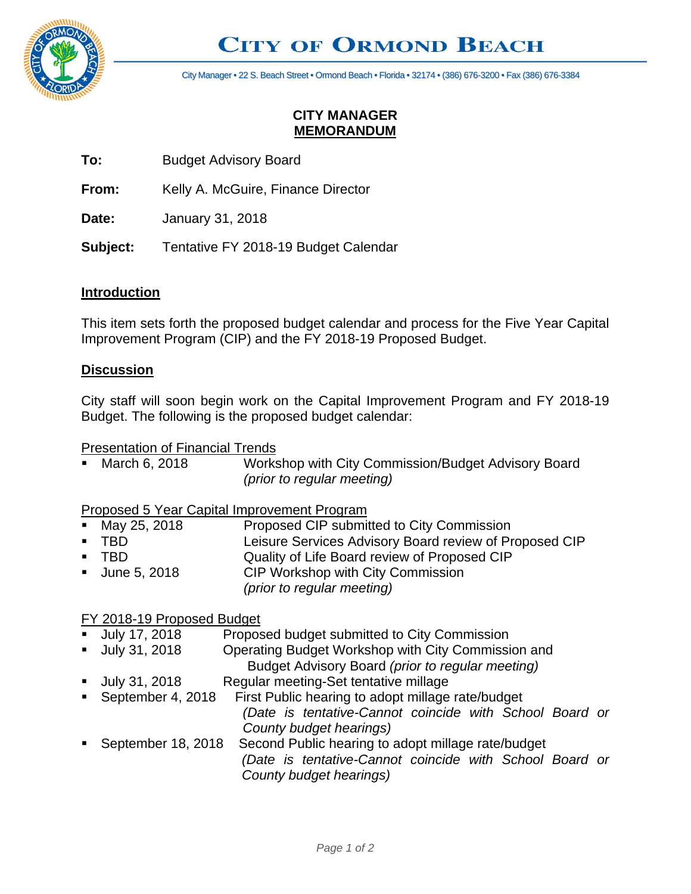# CITY OF ORMOND BEACH

City Manager • 22 S. Beach Street • Ormond Beach • Florida • 32174 • (386) 676-3200 • Fax (386) 676-3384

**CITY MANAGER**
**MEMORANDUM**

**To:** Budget Advisory Board

**From:** Kelly A. McGuire, Finance Director

**Date:** January 31, 2018

**Subject:** Tentative FY 2018-19 Budget Calendar

## Introduction

This item sets forth the proposed budget calendar and process for the Five Year Capital Improvement Program (CIP) and the FY 2018-19 Proposed Budget.

## Discussion

City staff will soon begin work on the Capital Improvement Program and FY 2018-19 Budget. The following is the proposed budget calendar:

Presentation of Financial Trends

- March 6, 2018 — Workshop with City Commission/Budget Advisory Board *(prior to regular meeting)*

Proposed 5 Year Capital Improvement Program

- May 25, 2018 — Proposed CIP submitted to City Commission
- TBD — Leisure Services Advisory Board review of Proposed CIP
- TBD — Quality of Life Board review of Proposed CIP
- June 5, 2018 — CIP Workshop with City Commission *(prior to regular meeting)*

FY 2018-19 Proposed Budget

- July 17, 2018 — Proposed budget submitted to City Commission
- July 31, 2018 — Operating Budget Workshop with City Commission and Budget Advisory Board *(prior to regular meeting)*
- July 31, 2018 — Regular meeting-Set tentative millage
- September 4, 2018 — First Public hearing to adopt millage rate/budget *(Date is tentative-Cannot coincide with School Board or County budget hearings)*
- September 18, 2018 — Second Public hearing to adopt millage rate/budget *(Date is tentative-Cannot coincide with School Board or County budget hearings)*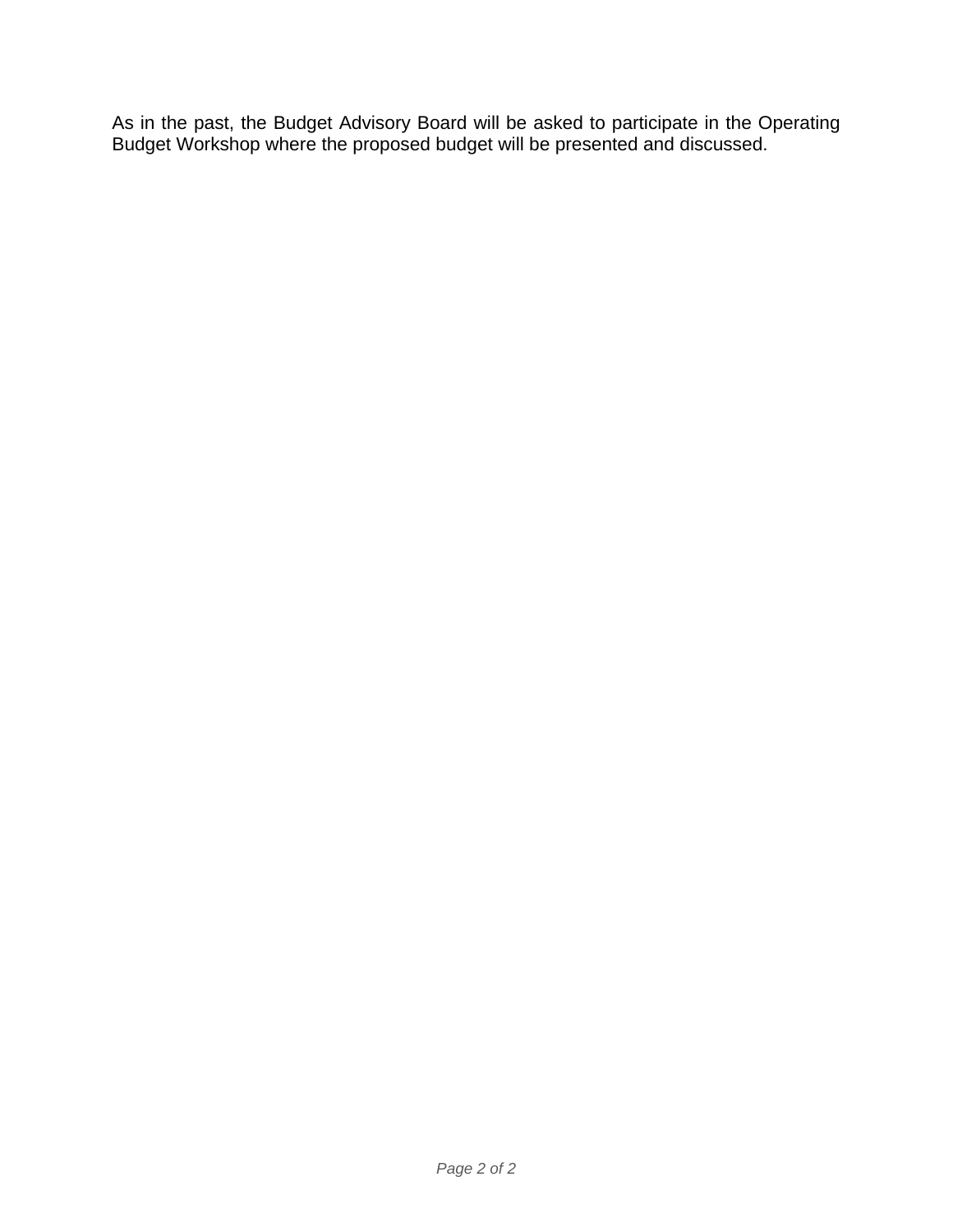As in the past, the Budget Advisory Board will be asked to participate in the Operating Budget Workshop where the proposed budget will be presented and discussed.